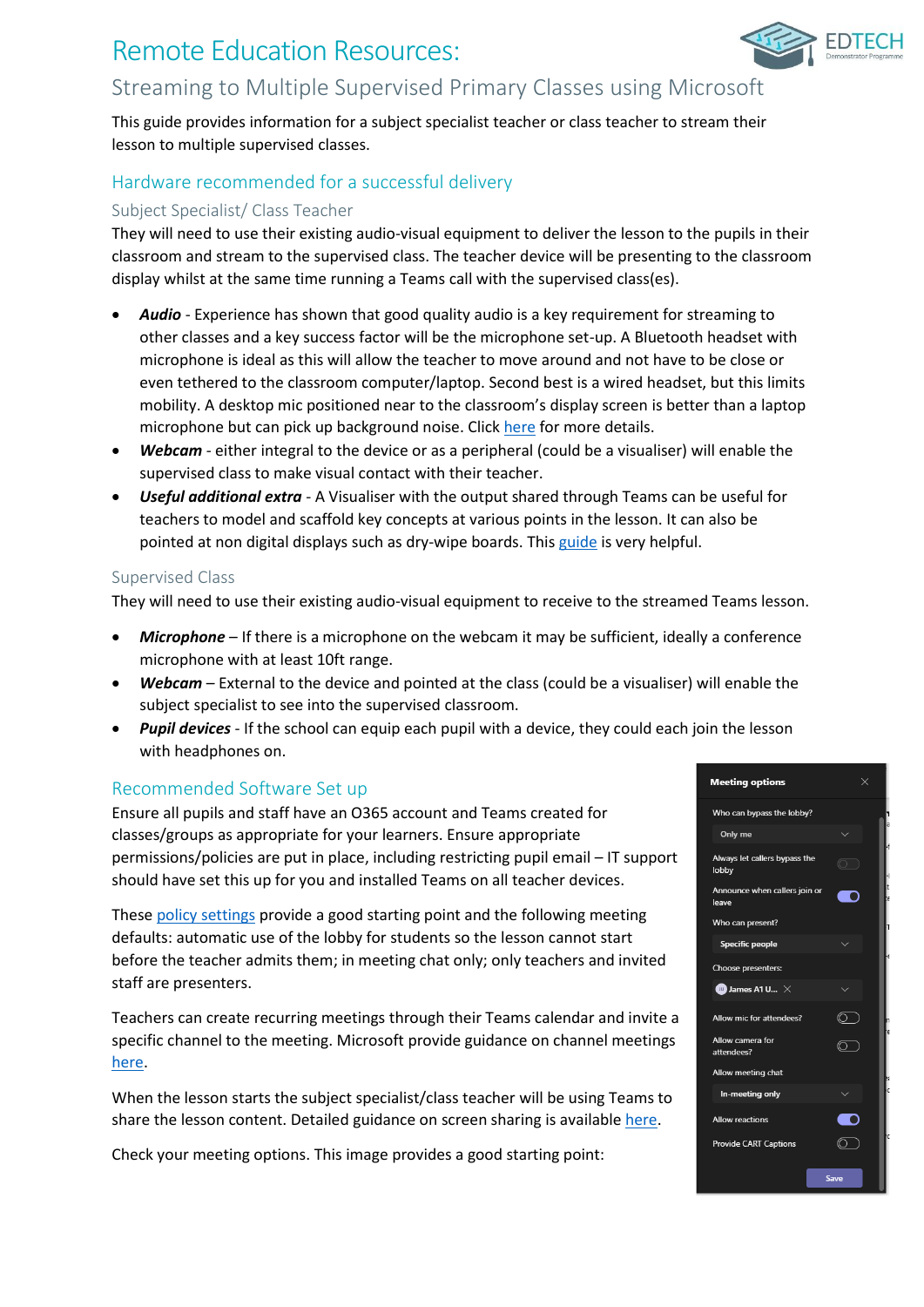# Remote Education Resources:

## Streaming to Multiple Supervised Primary Classes using Microsoft

This guide provides information for a subject specialist teacher or class teacher to stream their lesson to multiple supervised classes.

## Hardware recommended for a successful delivery

### Subject Specialist/ Class Teacher

They will need to use their existing audio-visual equipment to deliver the lesson to the pupils in their classroom and stream to the supervised class. The teacher device will be presenting to the classroom display whilst at the same time running a Teams call with the supervised class(es).

- ***Audio*** - Experience has shown that good quality audio is a key requirement for streaming to other classes and a key success factor will be the microphone set-up. A Bluetooth headset with microphone is ideal as this will allow the teacher to move around and not have to be close or even tethered to the classroom computer/laptop. Second best is a wired headset, but this limits mobility. A desktop mic positioned near to the classroom's display screen is better than a laptop microphone but can pick up background noise. Click here for more details.
- ***Webcam*** - either integral to the device or as a peripheral (could be a visualiser) will enable the supervised class to make visual contact with their teacher.
- ***Useful additional extra*** - A Visualiser with the output shared through Teams can be useful for teachers to model and scaffold key concepts at various points in the lesson. It can also be pointed at non digital displays such as dry-wipe boards. This guide is very helpful.

### Supervised Class

They will need to use their existing audio-visual equipment to receive to the streamed Teams lesson.

- ***Microphone*** – If there is a microphone on the webcam it may be sufficient, ideally a conference microphone with at least 10ft range.
- ***Webcam*** – External to the device and pointed at the class (could be a visualiser) will enable the subject specialist to see into the supervised classroom.
- ***Pupil devices*** - If the school can equip each pupil with a device, they could each join the lesson with headphones on.

## Recommended Software Set up

Ensure all pupils and staff have an O365 account and Teams created for classes/groups as appropriate for your learners. Ensure appropriate permissions/policies are put in place, including restricting pupil email – IT support should have set this up for you and installed Teams on all teacher devices.

These policy settings provide a good starting point and the following meeting defaults: automatic use of the lobby for students so the lesson cannot start before the teacher admits them; in meeting chat only; only teachers and invited staff are presenters.

Teachers can create recurring meetings through their Teams calendar and invite a specific channel to the meeting. Microsoft provide guidance on channel meetings here.

When the lesson starts the subject specialist/class teacher will be using Teams to share the lesson content. Detailed guidance on screen sharing is available here.

Check your meeting options. This image provides a good starting point:

Meeting options

Who can bypass the lobby?
Only me

Always let callers bypass the lobby

Announce when callers join or leave

Who can present?
Specific people

Choose presenters:
James A1 U...

Allow mic for attendees?

Allow camera for attendees?

Allow meeting chat
In-meeting only

Allow reactions

Provide CART Captions

Save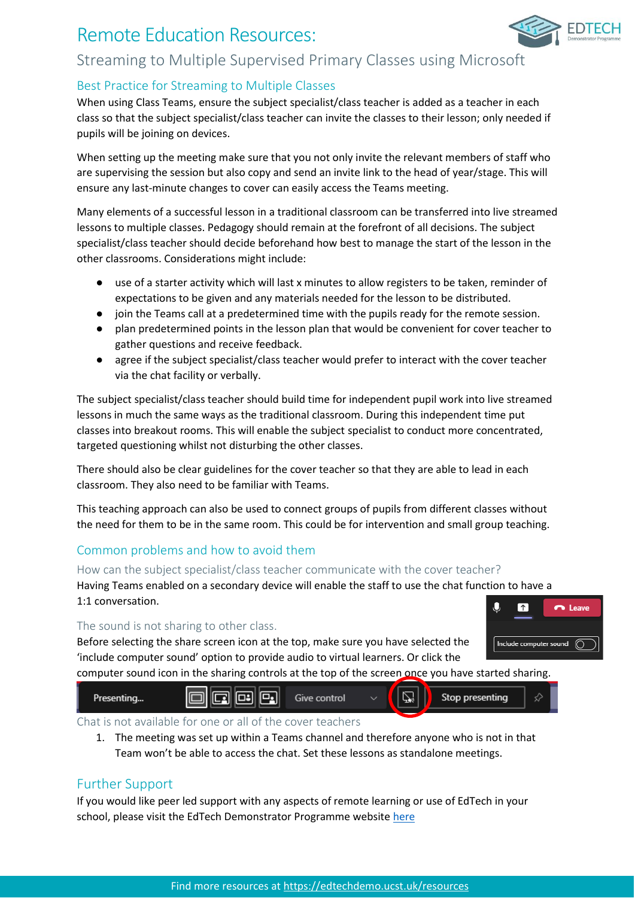# Remote Education Resources:

## Streaming to Multiple Supervised Primary Classes using Microsoft

### Best Practice for Streaming to Multiple Classes

When using Class Teams, ensure the subject specialist/class teacher is added as a teacher in each class so that the subject specialist/class teacher can invite the classes to their lesson; only needed if pupils will be joining on devices.

When setting up the meeting make sure that you not only invite the relevant members of staff who are supervising the session but also copy and send an invite link to the head of year/stage. This will ensure any last-minute changes to cover can easily access the Teams meeting.

Many elements of a successful lesson in a traditional classroom can be transferred into live streamed lessons to multiple classes. Pedagogy should remain at the forefront of all decisions. The subject specialist/class teacher should decide beforehand how best to manage the start of the lesson in the other classrooms. Considerations might include:

- use of a starter activity which will last x minutes to allow registers to be taken, reminder of expectations to be given and any materials needed for the lesson to be distributed.
- join the Teams call at a predetermined time with the pupils ready for the remote session.
- plan predetermined points in the lesson plan that would be convenient for cover teacher to gather questions and receive feedback.
- agree if the subject specialist/class teacher would prefer to interact with the cover teacher via the chat facility or verbally.

The subject specialist/class teacher should build time for independent pupil work into live streamed lessons in much the same ways as the traditional classroom. During this independent time put classes into breakout rooms. This will enable the subject specialist to conduct more concentrated, targeted questioning whilst not disturbing the other classes.

There should also be clear guidelines for the cover teacher so that they are able to lead in each classroom. They also need to be familiar with Teams.

This teaching approach can also be used to connect groups of pupils from different classes without the need for them to be in the same room. This could be for intervention and small group teaching.

### Common problems and how to avoid them

#### How can the subject specialist/class teacher communicate with the cover teacher?

Having Teams enabled on a secondary device will enable the staff to use the chat function to have a 1:1 conversation.

#### The sound is not sharing to other class.

Before selecting the share screen icon at the top, make sure you have selected the 'include computer sound' option to provide audio to virtual learners. Or click the computer sound icon in the sharing controls at the top of the screen once you have started sharing.

Leave

Include computer sound

Presenting... Give control Stop presenting

#### Chat is not available for one or all of the cover teachers

1. The meeting was set up within a Teams channel and therefore anyone who is not in that Team won't be able to access the chat. Set these lessons as standalone meetings.

### Further Support

If you would like peer led support with any aspects of remote learning or use of EdTech in your school, please visit the EdTech Demonstrator Programme website here

Find more resources at https://edtechdemo.ucst.uk/resources